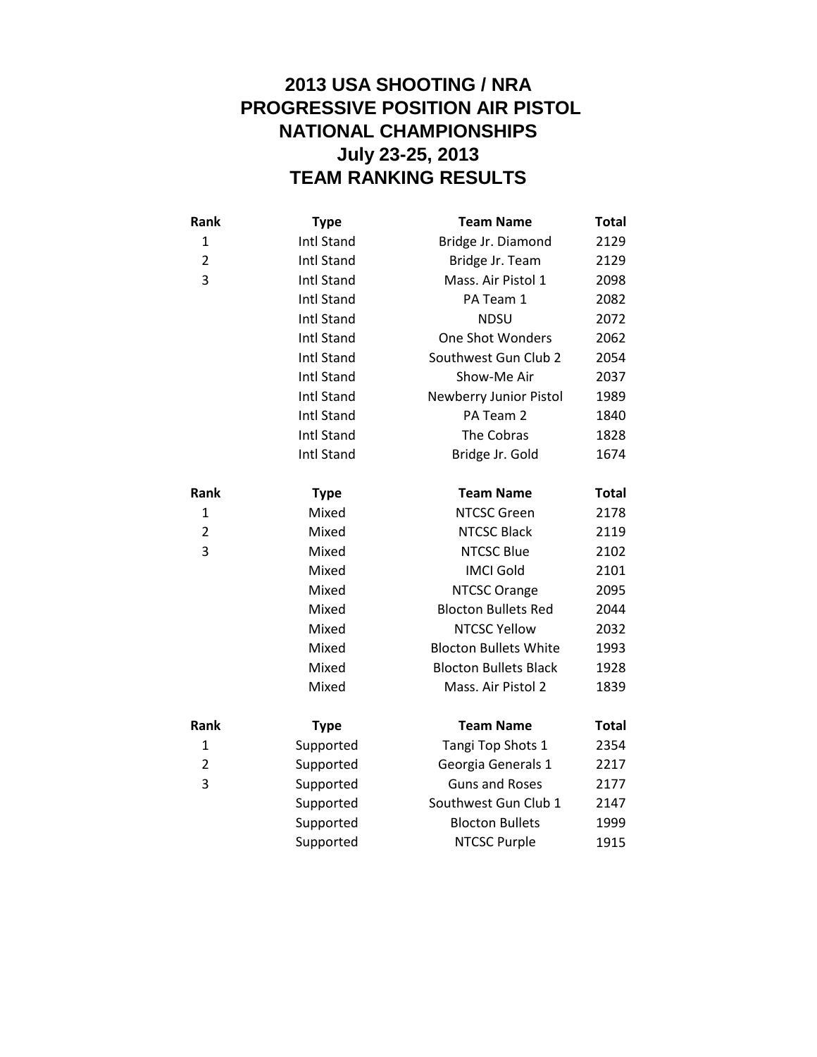# 2013 USA SHOOTING / NRA PROGRESSIVE POSITION AIR PISTOL NATIONAL CHAMPIONSHIPS

## July 23-25, 2013

## TEAM RANKING RESULTS

| Rank | Type | Team Name | Total |
|---|---|---|---|
| 1 | Intl Stand | Bridge Jr. Diamond | 2129 |
| 2 | Intl Stand | Bridge Jr. Team | 2129 |
| 3 | Intl Stand | Mass. Air Pistol 1 | 2098 |
| | Intl Stand | PA Team 1 | 2082 |
| | Intl Stand | NDSU | 2072 |
| | Intl Stand | One Shot Wonders | 2062 |
| | Intl Stand | Southwest Gun Club 2 | 2054 |
| | Intl Stand | Show-Me Air | 2037 |
| | Intl Stand | Newberry Junior Pistol | 1989 |
| | Intl Stand | PA Team 2 | 1840 |
| | Intl Stand | The Cobras | 1828 |
| | Intl Stand | Bridge Jr. Gold | 1674 |

| Rank | Type | Team Name | Total |
|---|---|---|---|
| 1 | Mixed | NTCSC Green | 2178 |
| 2 | Mixed | NTCSC Black | 2119 |
| 3 | Mixed | NTCSC Blue | 2102 |
| | Mixed | IMCI Gold | 2101 |
| | Mixed | NTCSC Orange | 2095 |
| | Mixed | Blocton Bullets Red | 2044 |
| | Mixed | NTCSC Yellow | 2032 |
| | Mixed | Blocton Bullets White | 1993 |
| | Mixed | Blocton Bullets Black | 1928 |
| | Mixed | Mass. Air Pistol 2 | 1839 |

| Rank | Type | Team Name | Total |
|---|---|---|---|
| 1 | Supported | Tangi Top Shots 1 | 2354 |
| 2 | Supported | Georgia Generals 1 | 2217 |
| 3 | Supported | Guns and Roses | 2177 |
| | Supported | Southwest Gun Club 1 | 2147 |
| | Supported | Blocton Bullets | 1999 |
| | Supported | NTCSC Purple | 1915 |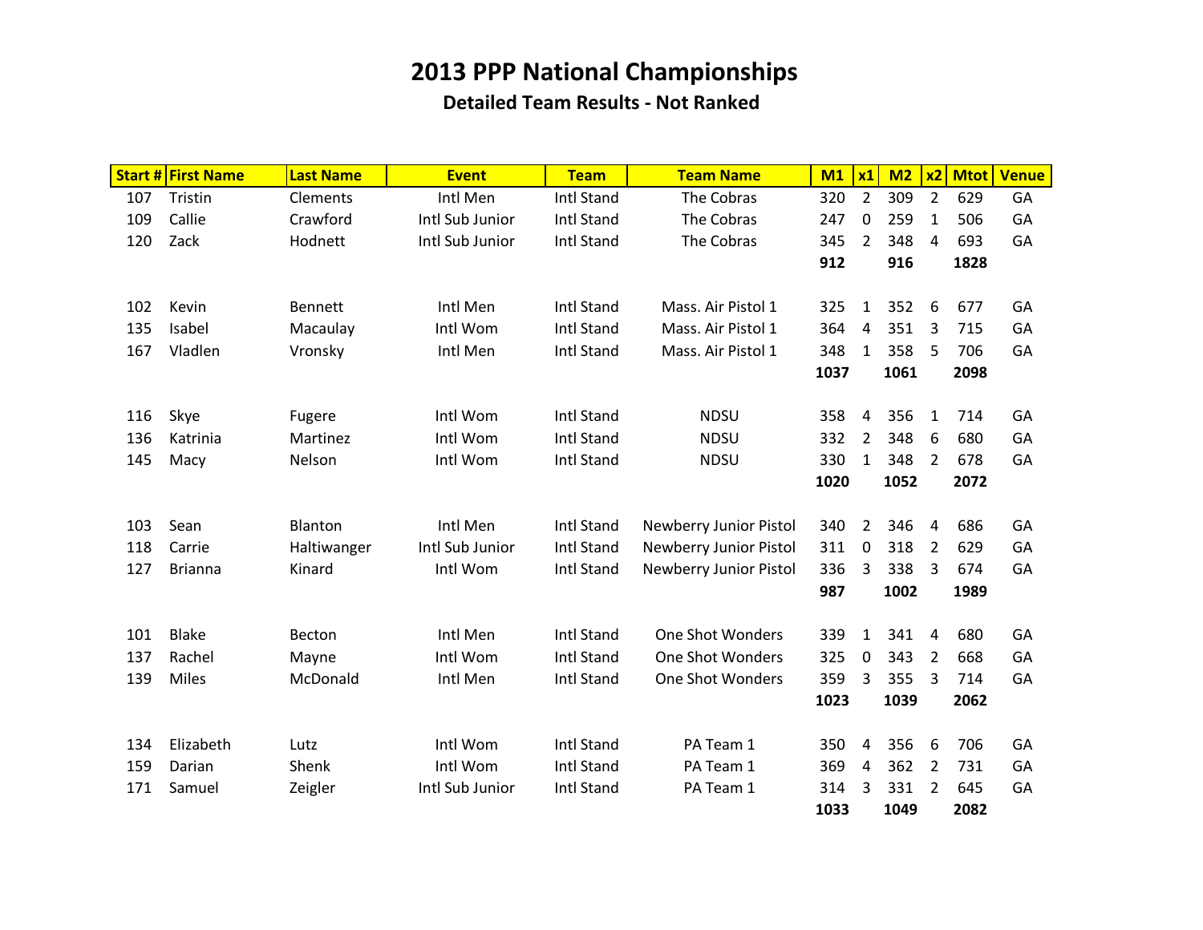# 2013 PPP National Championships

## Detailed Team Results - Not Ranked

| Start # | First Name | Last Name | Event | Team | Team Name | M1 | x1 | M2 | x2 | Mtot | Venue |
|---|---|---|---|---|---|---|---|---|---|---|---|
| 107 | Tristin | Clements | Intl Men | Intl Stand | The Cobras | 320 | 2 | 309 | 2 | 629 | GA |
| 109 | Callie | Crawford | Intl Sub Junior | Intl Stand | The Cobras | 247 | 0 | 259 | 1 | 506 | GA |
| 120 | Zack | Hodnett | Intl Sub Junior | Intl Stand | The Cobras | 345 | 2 | 348 | 4 | 693 | GA |
| | | | | | | **912** | | **916** | | **1828** | |
| | | | | | | | | | | | |
| 102 | Kevin | Bennett | Intl Men | Intl Stand | Mass. Air Pistol 1 | 325 | 1 | 352 | 6 | 677 | GA |
| 135 | Isabel | Macaulay | Intl Wom | Intl Stand | Mass. Air Pistol 1 | 364 | 4 | 351 | 3 | 715 | GA |
| 167 | Vladlen | Vronsky | Intl Men | Intl Stand | Mass. Air Pistol 1 | 348 | 1 | 358 | 5 | 706 | GA |
| | | | | | | **1037** | | **1061** | | **2098** | |
| | | | | | | | | | | | |
| 116 | Skye | Fugere | Intl Wom | Intl Stand | NDSU | 358 | 4 | 356 | 1 | 714 | GA |
| 136 | Katrinia | Martinez | Intl Wom | Intl Stand | NDSU | 332 | 2 | 348 | 6 | 680 | GA |
| 145 | Macy | Nelson | Intl Wom | Intl Stand | NDSU | 330 | 1 | 348 | 2 | 678 | GA |
| | | | | | | **1020** | | **1052** | | **2072** | |
| | | | | | | | | | | | |
| 103 | Sean | Blanton | Intl Men | Intl Stand | Newberry Junior Pistol | 340 | 2 | 346 | 4 | 686 | GA |
| 118 | Carrie | Haltiwanger | Intl Sub Junior | Intl Stand | Newberry Junior Pistol | 311 | 0 | 318 | 2 | 629 | GA |
| 127 | Brianna | Kinard | Intl Wom | Intl Stand | Newberry Junior Pistol | 336 | 3 | 338 | 3 | 674 | GA |
| | | | | | | **987** | | **1002** | | **1989** | |
| | | | | | | | | | | | |
| 101 | Blake | Becton | Intl Men | Intl Stand | One Shot Wonders | 339 | 1 | 341 | 4 | 680 | GA |
| 137 | Rachel | Mayne | Intl Wom | Intl Stand | One Shot Wonders | 325 | 0 | 343 | 2 | 668 | GA |
| 139 | Miles | McDonald | Intl Men | Intl Stand | One Shot Wonders | 359 | 3 | 355 | 3 | 714 | GA |
| | | | | | | **1023** | | **1039** | | **2062** | |
| | | | | | | | | | | | |
| 134 | Elizabeth | Lutz | Intl Wom | Intl Stand | PA Team 1 | 350 | 4 | 356 | 6 | 706 | GA |
| 159 | Darian | Shenk | Intl Wom | Intl Stand | PA Team 1 | 369 | 4 | 362 | 2 | 731 | GA |
| 171 | Samuel | Zeigler | Intl Sub Junior | Intl Stand | PA Team 1 | 314 | 3 | 331 | 2 | 645 | GA |
| | | | | | | **1033** | | **1049** | | **2082** | |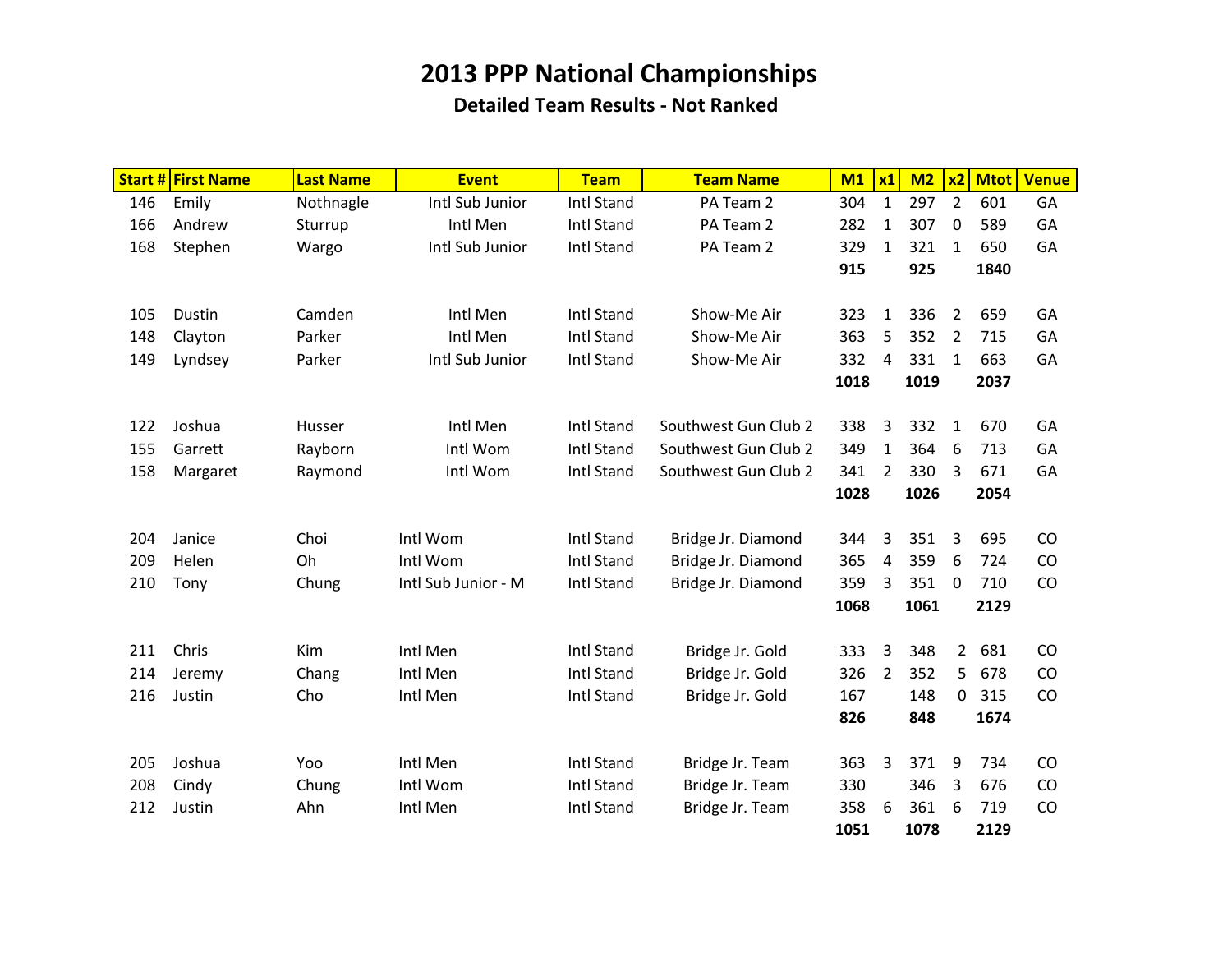# 2013 PPP National Championships

## Detailed Team Results - Not Ranked

| Start # | First Name | Last Name | Event | Team | Team Name | M1 | x1 | M2 | x2 | Mtot | Venue |
|---|---|---|---|---|---|---|---|---|---|---|---|
| 146 | Emily | Nothnagle | Intl Sub Junior | Intl Stand | PA Team 2 | 304 | 1 | 297 | 2 | 601 | GA |
| 166 | Andrew | Sturrup | Intl Men | Intl Stand | PA Team 2 | 282 | 1 | 307 | 0 | 589 | GA |
| 168 | Stephen | Wargo | Intl Sub Junior | Intl Stand | PA Team 2 | 329 | 1 | 321 | 1 | 650 | GA |
| | | | | | | **915** | | **925** | | **1840** | |
| 105 | Dustin | Camden | Intl Men | Intl Stand | Show-Me Air | 323 | 1 | 336 | 2 | 659 | GA |
| 148 | Clayton | Parker | Intl Men | Intl Stand | Show-Me Air | 363 | 5 | 352 | 2 | 715 | GA |
| 149 | Lyndsey | Parker | Intl Sub Junior | Intl Stand | Show-Me Air | 332 | 4 | 331 | 1 | 663 | GA |
| | | | | | | **1018** | | **1019** | | **2037** | |
| 122 | Joshua | Husser | Intl Men | Intl Stand | Southwest Gun Club 2 | 338 | 3 | 332 | 1 | 670 | GA |
| 155 | Garrett | Rayborn | Intl Wom | Intl Stand | Southwest Gun Club 2 | 349 | 1 | 364 | 6 | 713 | GA |
| 158 | Margaret | Raymond | Intl Wom | Intl Stand | Southwest Gun Club 2 | 341 | 2 | 330 | 3 | 671 | GA |
| | | | | | | **1028** | | **1026** | | **2054** | |
| 204 | Janice | Choi | Intl Wom | Intl Stand | Bridge Jr. Diamond | 344 | 3 | 351 | 3 | 695 | CO |
| 209 | Helen | Oh | Intl Wom | Intl Stand | Bridge Jr. Diamond | 365 | 4 | 359 | 6 | 724 | CO |
| 210 | Tony | Chung | Intl Sub Junior - M | Intl Stand | Bridge Jr. Diamond | 359 | 3 | 351 | 0 | 710 | CO |
| | | | | | | **1068** | | **1061** | | **2129** | |
| 211 | Chris | Kim | Intl Men | Intl Stand | Bridge Jr. Gold | 333 | 3 | 348 | 2 | 681 | CO |
| 214 | Jeremy | Chang | Intl Men | Intl Stand | Bridge Jr. Gold | 326 | 2 | 352 | 5 | 678 | CO |
| 216 | Justin | Cho | Intl Men | Intl Stand | Bridge Jr. Gold | 167 | | 148 | 0 | 315 | CO |
| | | | | | | **826** | | **848** | | **1674** | |
| 205 | Joshua | Yoo | Intl Men | Intl Stand | Bridge Jr. Team | 363 | 3 | 371 | 9 | 734 | CO |
| 208 | Cindy | Chung | Intl Wom | Intl Stand | Bridge Jr. Team | 330 | | 346 | 3 | 676 | CO |
| 212 | Justin | Ahn | Intl Men | Intl Stand | Bridge Jr. Team | 358 | 6 | 361 | 6 | 719 | CO |
| | | | | | | **1051** | | **1078** | | **2129** | |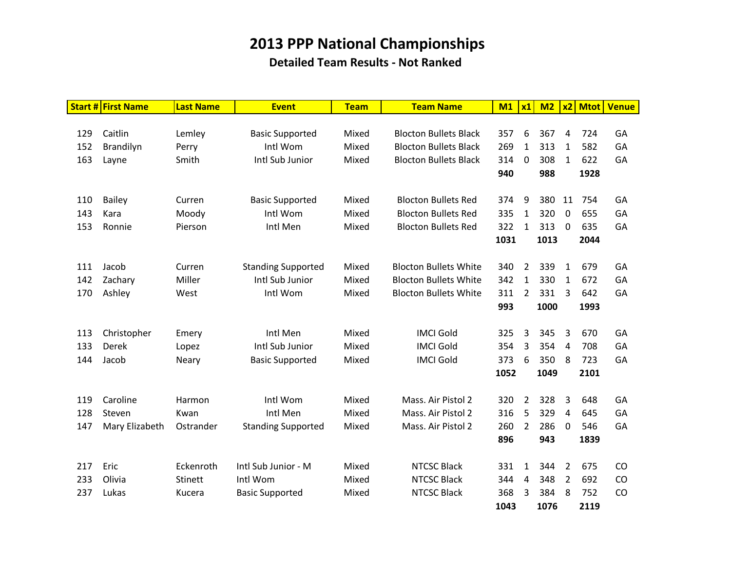# 2013 PPP National Championships

## Detailed Team Results - Not Ranked

| Start # | First Name | Last Name | Event | Team | Team Name | M1 | x1 | M2 | x2 | Mtot | Venue |
|---|---|---|---|---|---|---|---|---|---|---|---|
| 129 | Caitlin | Lemley | Basic Supported | Mixed | Blocton Bullets Black | 357 | 6 | 367 | 4 | 724 | GA |
| 152 | Brandilyn | Perry | Intl Wom | Mixed | Blocton Bullets Black | 269 | 1 | 313 | 1 | 582 | GA |
| 163 | Layne | Smith | Intl Sub Junior | Mixed | Blocton Bullets Black | 314 | 0 | 308 | 1 | 622 | GA |
| | | | | | | **940** | | **988** | | **1928** | |
| 110 | Bailey | Curren | Basic Supported | Mixed | Blocton Bullets Red | 374 | 9 | 380 | 11 | 754 | GA |
| 143 | Kara | Moody | Intl Wom | Mixed | Blocton Bullets Red | 335 | 1 | 320 | 0 | 655 | GA |
| 153 | Ronnie | Pierson | Intl Men | Mixed | Blocton Bullets Red | 322 | 1 | 313 | 0 | 635 | GA |
| | | | | | | **1031** | | **1013** | | **2044** | |
| 111 | Jacob | Curren | Standing Supported | Mixed | Blocton Bullets White | 340 | 2 | 339 | 1 | 679 | GA |
| 142 | Zachary | Miller | Intl Sub Junior | Mixed | Blocton Bullets White | 342 | 1 | 330 | 1 | 672 | GA |
| 170 | Ashley | West | Intl Wom | Mixed | Blocton Bullets White | 311 | 2 | 331 | 3 | 642 | GA |
| | | | | | | **993** | | **1000** | | **1993** | |
| 113 | Christopher | Emery | Intl Men | Mixed | IMCI Gold | 325 | 3 | 345 | 3 | 670 | GA |
| 133 | Derek | Lopez | Intl Sub Junior | Mixed | IMCI Gold | 354 | 3 | 354 | 4 | 708 | GA |
| 144 | Jacob | Neary | Basic Supported | Mixed | IMCI Gold | 373 | 6 | 350 | 8 | 723 | GA |
| | | | | | | **1052** | | **1049** | | **2101** | |
| 119 | Caroline | Harmon | Intl Wom | Mixed | Mass. Air Pistol 2 | 320 | 2 | 328 | 3 | 648 | GA |
| 128 | Steven | Kwan | Intl Men | Mixed | Mass. Air Pistol 2 | 316 | 5 | 329 | 4 | 645 | GA |
| 147 | Mary Elizabeth | Ostrander | Standing Supported | Mixed | Mass. Air Pistol 2 | 260 | 2 | 286 | 0 | 546 | GA |
| | | | | | | **896** | | **943** | | **1839** | |
| 217 | Eric | Eckenroth | Intl Sub Junior - M | Mixed | NTCSC Black | 331 | 1 | 344 | 2 | 675 | CO |
| 233 | Olivia | Stinett | Intl Wom | Mixed | NTCSC Black | 344 | 4 | 348 | 2 | 692 | CO |
| 237 | Lukas | Kucera | Basic Supported | Mixed | NTCSC Black | 368 | 3 | 384 | 8 | 752 | CO |
| | | | | | | **1043** | | **1076** | | **2119** | |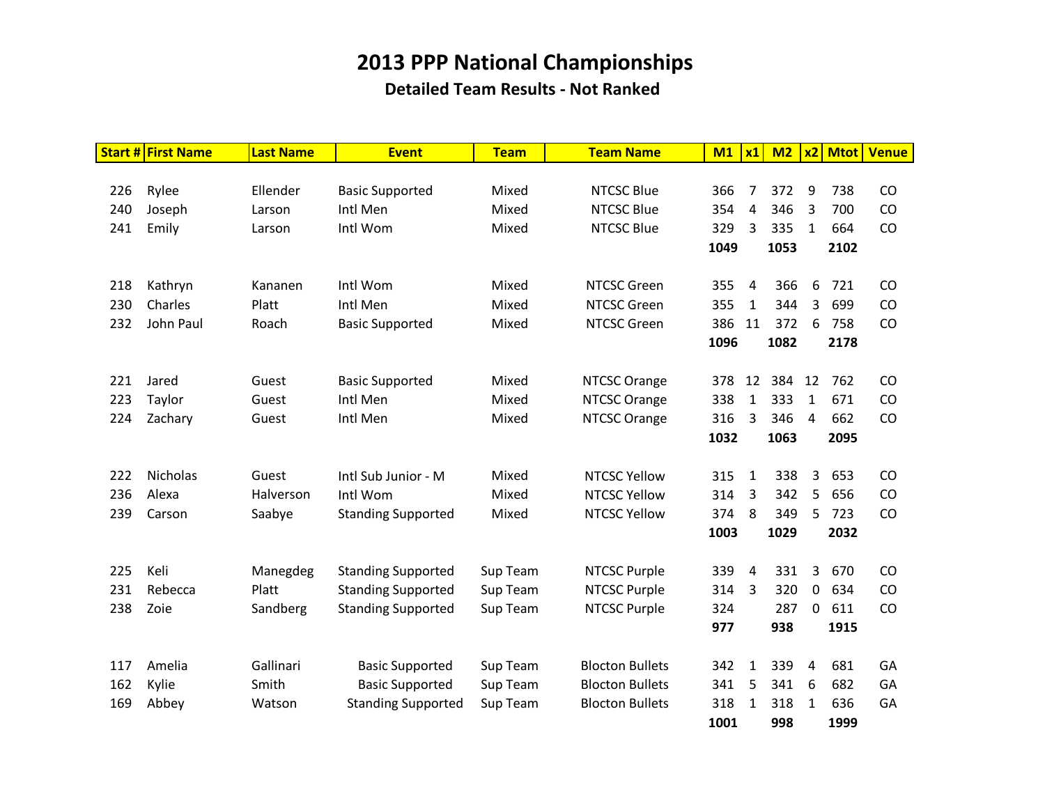# 2013 PPP National Championships

## Detailed Team Results - Not Ranked

| Start # | First Name | Last Name | Event | Team | Team Name | M1 | x1 | M2 | x2 | Mtot | Venue |
|---|---|---|---|---|---|---|---|---|---|---|---|
| 226 | Rylee | Ellender | Basic Supported | Mixed | NTCSC Blue | 366 | 7 | 372 | 9 | 738 | CO |
| 240 | Joseph | Larson | Intl Men | Mixed | NTCSC Blue | 354 | 4 | 346 | 3 | 700 | CO |
| 241 | Emily | Larson | Intl Wom | Mixed | NTCSC Blue | 329 | 3 | 335 | 1 | 664 | CO |
| | | | | | | **1049** | | **1053** | | **2102** | |
| 218 | Kathryn | Kananen | Intl Wom | Mixed | NTCSC Green | 355 | 4 | 366 | 6 | 721 | CO |
| 230 | Charles | Platt | Intl Men | Mixed | NTCSC Green | 355 | 1 | 344 | 3 | 699 | CO |
| 232 | John Paul | Roach | Basic Supported | Mixed | NTCSC Green | 386 | 11 | 372 | 6 | 758 | CO |
| | | | | | | **1096** | | **1082** | | **2178** | |
| 221 | Jared | Guest | Basic Supported | Mixed | NTCSC Orange | 378 | 12 | 384 | 12 | 762 | CO |
| 223 | Taylor | Guest | Intl Men | Mixed | NTCSC Orange | 338 | 1 | 333 | 1 | 671 | CO |
| 224 | Zachary | Guest | Intl Men | Mixed | NTCSC Orange | 316 | 3 | 346 | 4 | 662 | CO |
| | | | | | | **1032** | | **1063** | | **2095** | |
| 222 | Nicholas | Guest | Intl Sub Junior - M | Mixed | NTCSC Yellow | 315 | 1 | 338 | 3 | 653 | CO |
| 236 | Alexa | Halverson | Intl Wom | Mixed | NTCSC Yellow | 314 | 3 | 342 | 5 | 656 | CO |
| 239 | Carson | Saabye | Standing Supported | Mixed | NTCSC Yellow | 374 | 8 | 349 | 5 | 723 | CO |
| | | | | | | **1003** | | **1029** | | **2032** | |
| 225 | Keli | Manegdeg | Standing Supported | Sup Team | NTCSC Purple | 339 | 4 | 331 | 3 | 670 | CO |
| 231 | Rebecca | Platt | Standing Supported | Sup Team | NTCSC Purple | 314 | 3 | 320 | 0 | 634 | CO |
| 238 | Zoie | Sandberg | Standing Supported | Sup Team | NTCSC Purple | 324 | | 287 | 0 | 611 | CO |
| | | | | | | **977** | | **938** | | **1915** | |
| 117 | Amelia | Gallinari | Basic Supported | Sup Team | Blocton Bullets | 342 | 1 | 339 | 4 | 681 | GA |
| 162 | Kylie | Smith | Basic Supported | Sup Team | Blocton Bullets | 341 | 5 | 341 | 6 | 682 | GA |
| 169 | Abbey | Watson | Standing Supported | Sup Team | Blocton Bullets | 318 | 1 | 318 | 1 | 636 | GA |
| | | | | | | **1001** | | **998** | | **1999** | |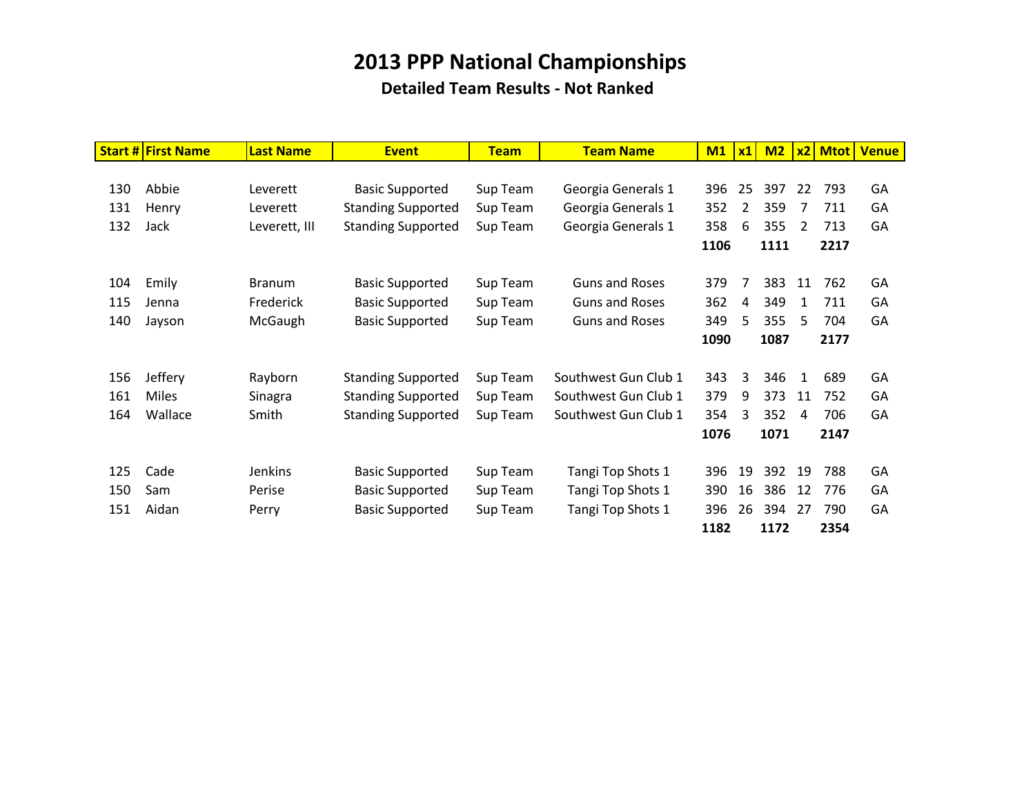# 2013 PPP National Championships

## Detailed Team Results - Not Ranked

| Start # | First Name | Last Name | Event | Team | Team Name | M1 | x1 | M2 | x2 | Mtot | Venue |
|---|---|---|---|---|---|---|---|---|---|---|---|
| 130 | Abbie | Leverett | Basic Supported | Sup Team | Georgia Generals 1 | 396 | 25 | 397 | 22 | 793 | GA |
| 131 | Henry | Leverett | Standing Supported | Sup Team | Georgia Generals 1 | 352 | 2 | 359 | 7 | 711 | GA |
| 132 | Jack | Leverett, III | Standing Supported | Sup Team | Georgia Generals 1 | 358 | 6 | 355 | 2 | 713 | GA |
| | | | | | | **1106** | | **1111** | | **2217** | |
| 104 | Emily | Branum | Basic Supported | Sup Team | Guns and Roses | 379 | 7 | 383 | 11 | 762 | GA |
| 115 | Jenna | Frederick | Basic Supported | Sup Team | Guns and Roses | 362 | 4 | 349 | 1 | 711 | GA |
| 140 | Jayson | McGaugh | Basic Supported | Sup Team | Guns and Roses | 349 | 5 | 355 | 5 | 704 | GA |
| | | | | | | **1090** | | **1087** | | **2177** | |
| 156 | Jeffery | Rayborn | Standing Supported | Sup Team | Southwest Gun Club 1 | 343 | 3 | 346 | 1 | 689 | GA |
| 161 | Miles | Sinagra | Standing Supported | Sup Team | Southwest Gun Club 1 | 379 | 9 | 373 | 11 | 752 | GA |
| 164 | Wallace | Smith | Standing Supported | Sup Team | Southwest Gun Club 1 | 354 | 3 | 352 | 4 | 706 | GA |
| | | | | | | **1076** | | **1071** | | **2147** | |
| 125 | Cade | Jenkins | Basic Supported | Sup Team | Tangi Top Shots 1 | 396 | 19 | 392 | 19 | 788 | GA |
| 150 | Sam | Perise | Basic Supported | Sup Team | Tangi Top Shots 1 | 390 | 16 | 386 | 12 | 776 | GA |
| 151 | Aidan | Perry | Basic Supported | Sup Team | Tangi Top Shots 1 | 396 | 26 | 394 | 27 | 790 | GA |
| | | | | | | **1182** | | **1172** | | **2354** | |